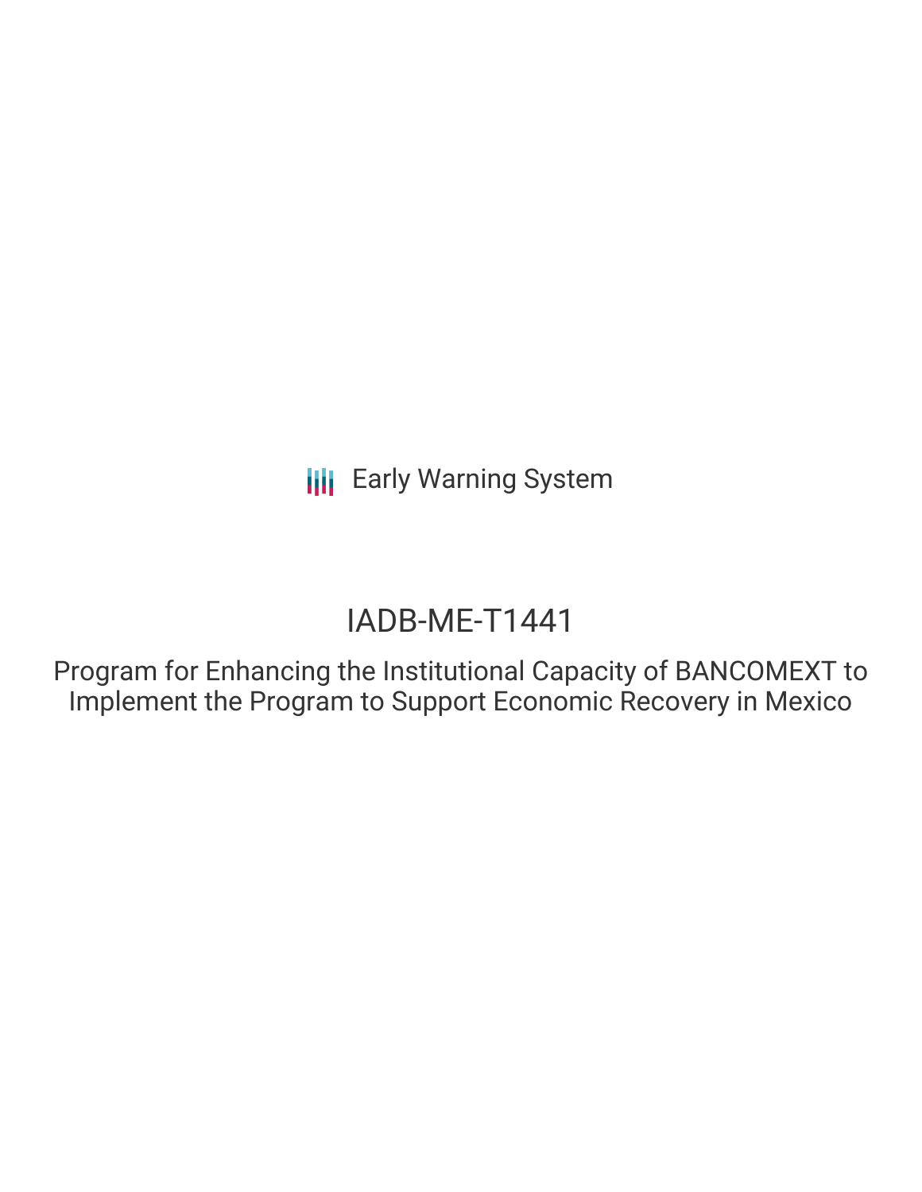Early Warning System

# IADB-ME-T1441

## Program for Enhancing the Institutional Capacity of BANCOMEXT to Implement the Program to Support Economic Recovery in Mexico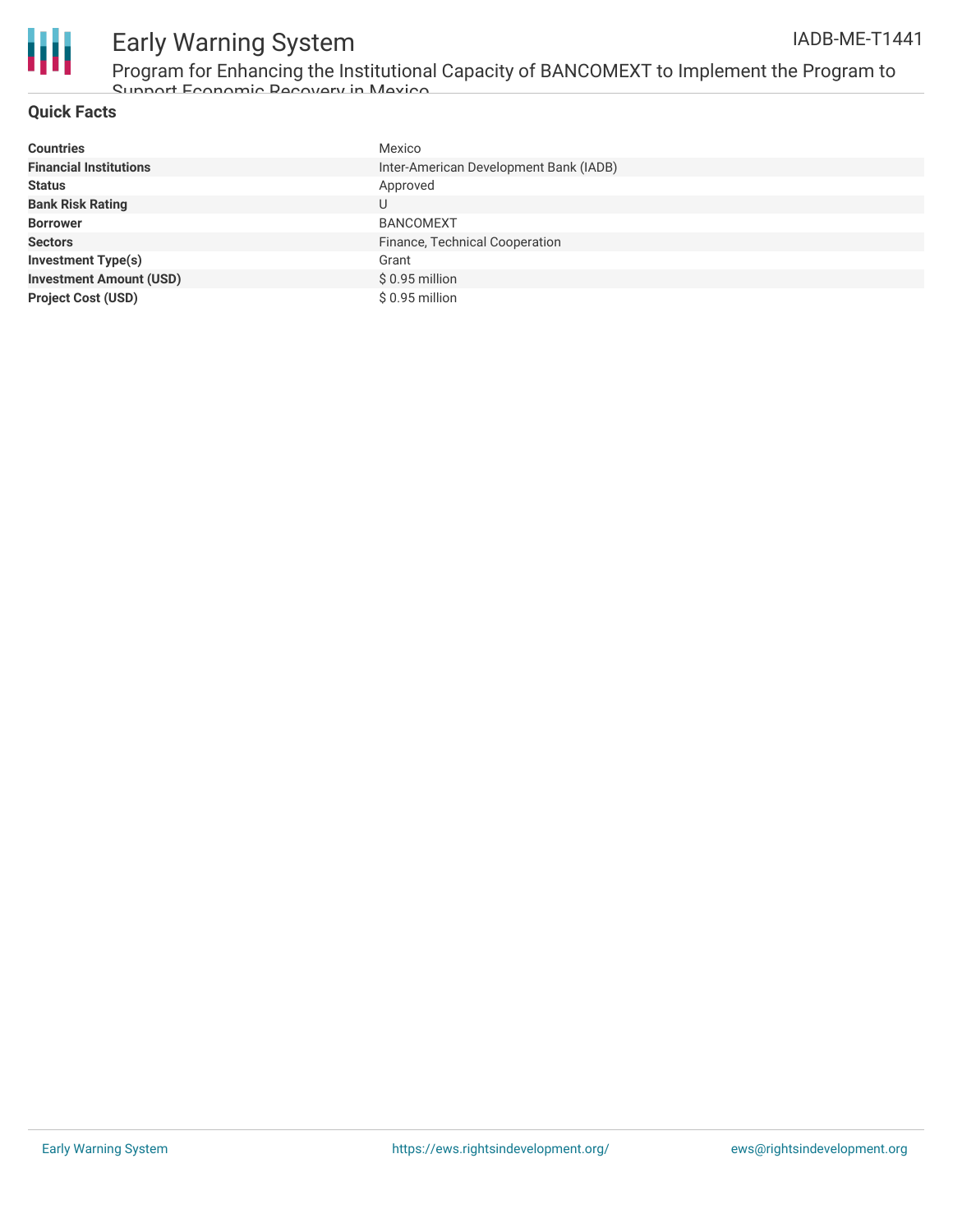## Quick Facts

| | |
|---|---|
| **Countries** | Mexico |
| **Financial Institutions** | Inter-American Development Bank (IADB) |
| **Status** | Approved |
| **Bank Risk Rating** | U |
| **Borrower** | BANCOMEXT |
| **Sectors** | Finance, Technical Cooperation |
| **Investment Type(s)** | Grant |
| **Investment Amount (USD)** | $ 0.95 million |
| **Project Cost (USD)** | $ 0.95 million |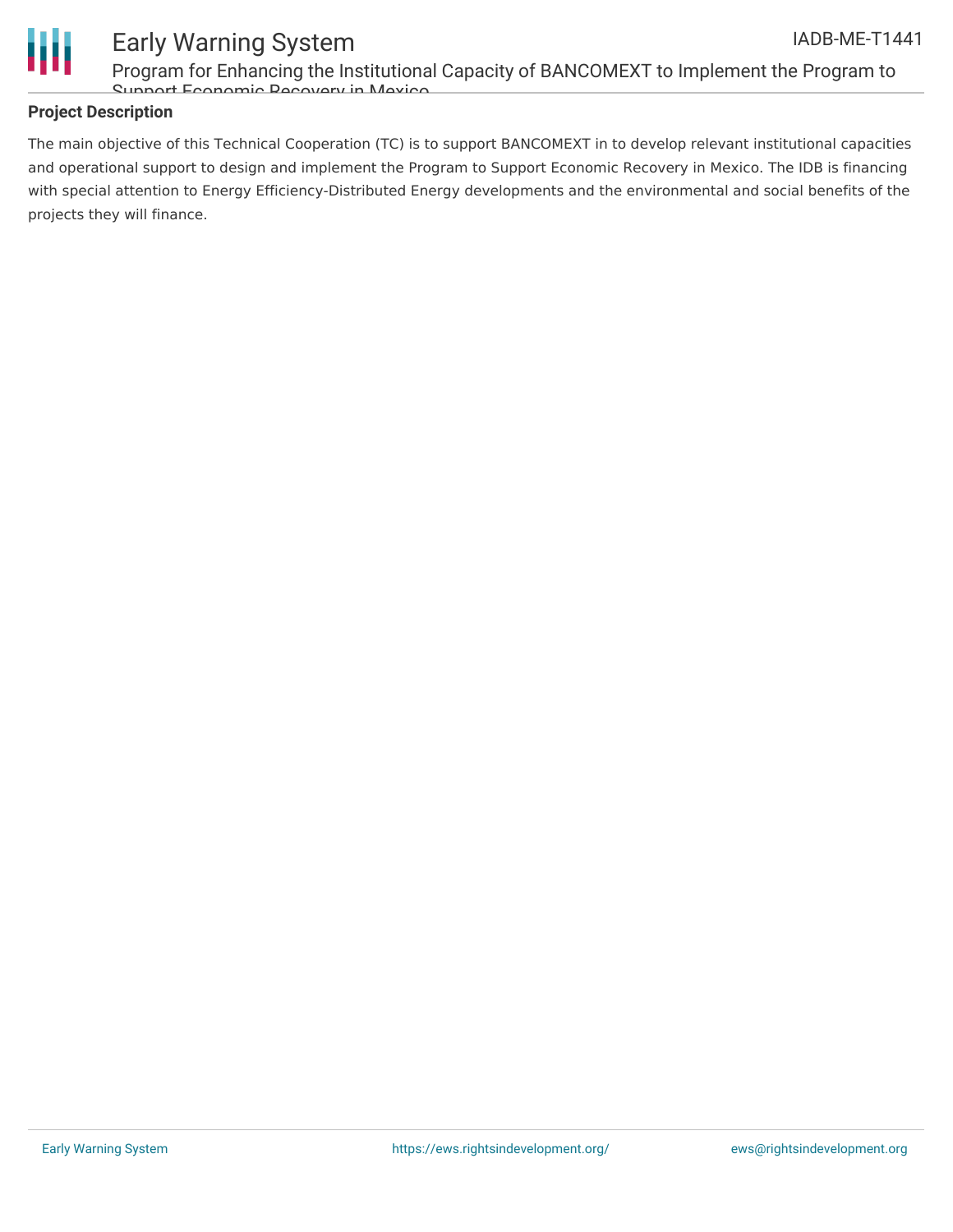## Project Description

The main objective of this Technical Cooperation (TC) is to support BANCOMEXT in to develop relevant institutional capacities and operational support to design and implement the Program to Support Economic Recovery in Mexico. The IDB is financing with special attention to Energy Efficiency-Distributed Energy developments and the environmental and social benefits of the projects they will finance.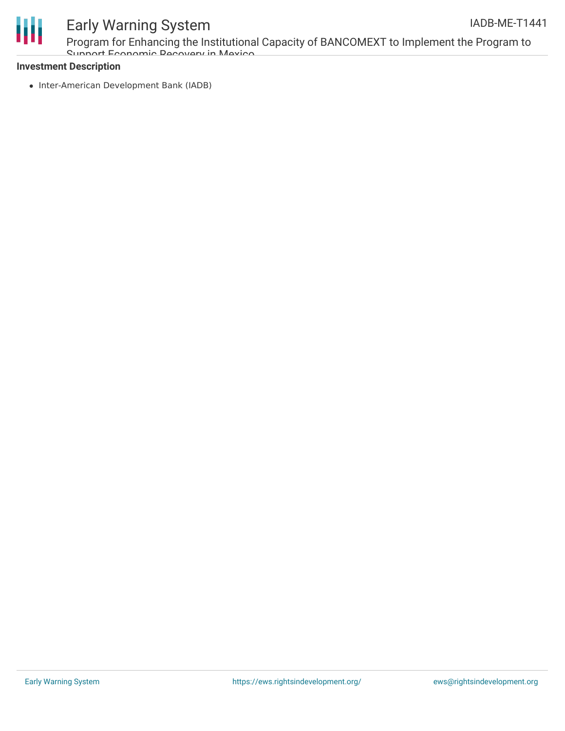**Investment Description**

- Inter-American Development Bank (IADB)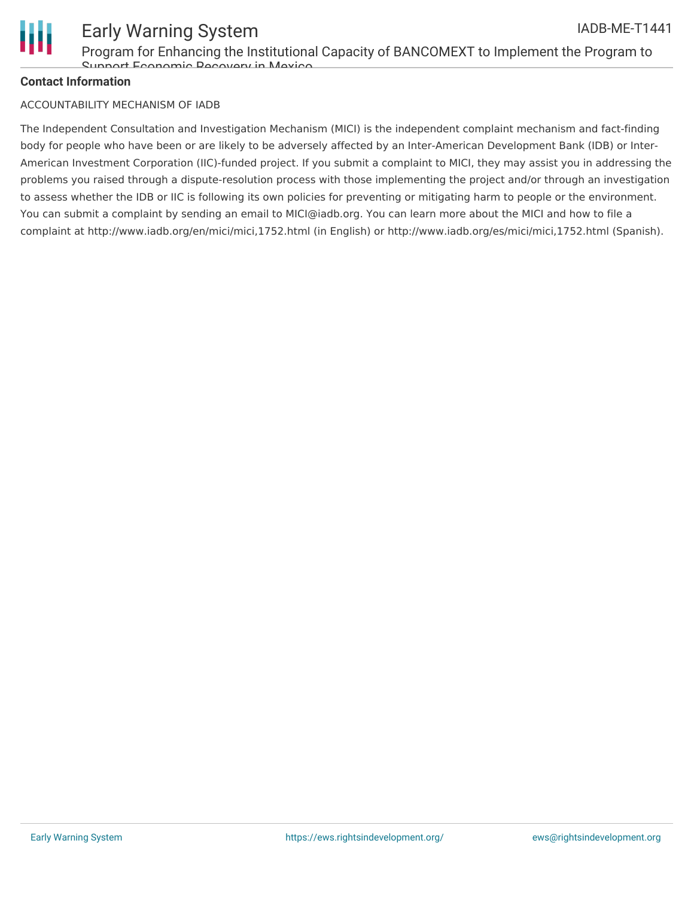**Contact Information**

ACCOUNTABILITY MECHANISM OF IADB

The Independent Consultation and Investigation Mechanism (MICI) is the independent complaint mechanism and fact-finding body for people who have been or are likely to be adversely affected by an Inter-American Development Bank (IDB) or Inter-American Investment Corporation (IIC)-funded project. If you submit a complaint to MICI, they may assist you in addressing the problems you raised through a dispute-resolution process with those implementing the project and/or through an investigation to assess whether the IDB or IIC is following its own policies for preventing or mitigating harm to people or the environment. You can submit a complaint by sending an email to MICI@iadb.org. You can learn more about the MICI and how to file a complaint at http://www.iadb.org/en/mici/mici,1752.html (in English) or http://www.iadb.org/es/mici/mici,1752.html (Spanish).